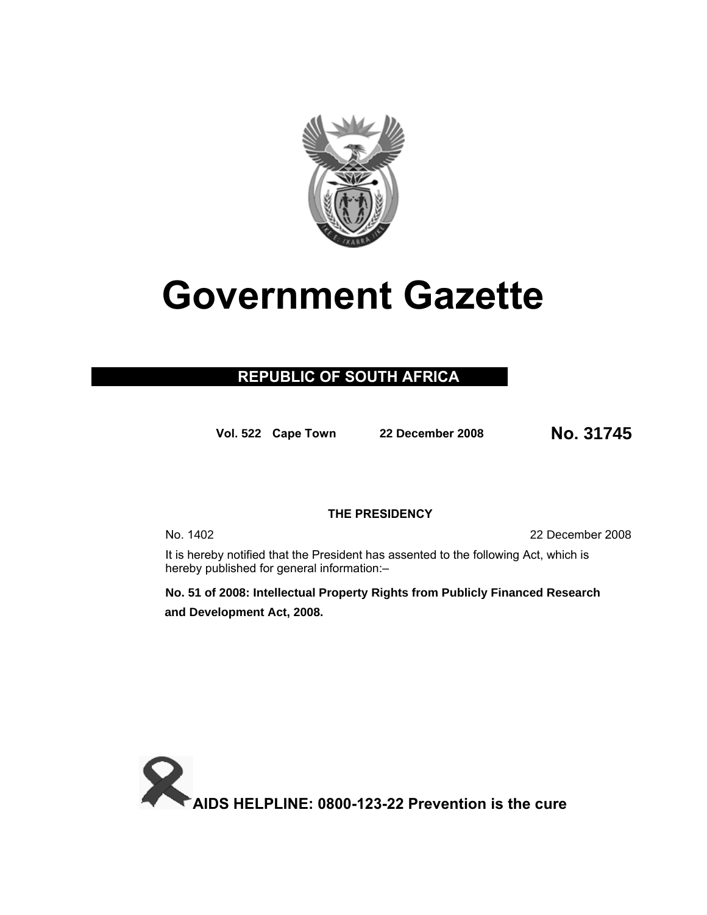# Government Gazette

## REPUBLIC OF SOUTH AFRICA

**Vol. 522 Cape Town 22 December 2008** **No. 31745**

**THE PRESIDENCY**

No. 1402 22 December 2008

It is hereby notified that the President has assented to the following Act, which is hereby published for general information:–

**No. 51 of 2008: Intellectual Property Rights from Publicly Financed Research and Development Act, 2008.**

**AIDS HELPLINE: 0800-123-22 Prevention is the cure**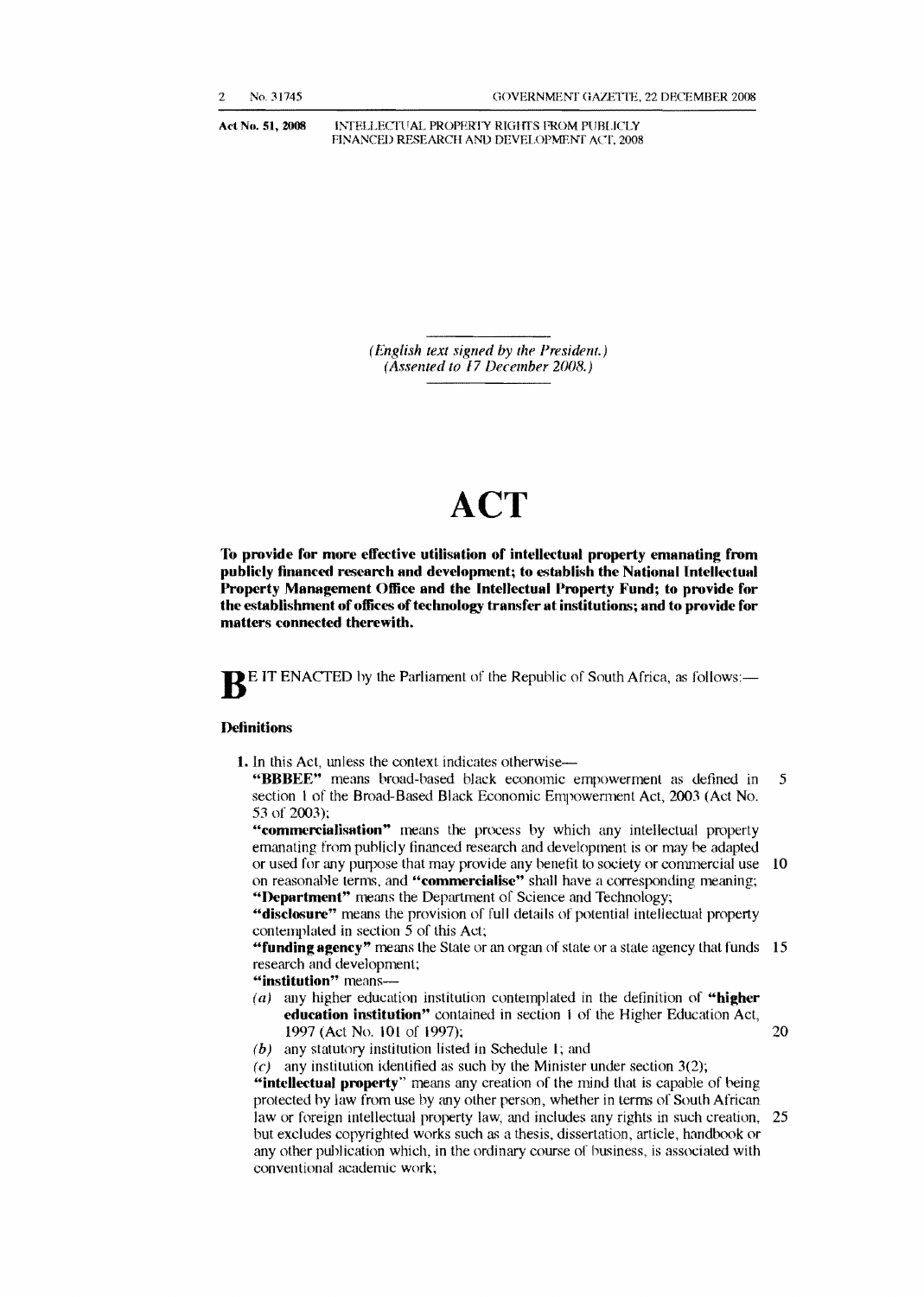*(English text signed by the President.)*
*(Assented to 17 December 2008.)*

# ACT

**To provide for more effective utilisation of intellectual property emanating from publicly financed research and development; to establish the National Intellectual Property Management Office and the Intellectual Property Fund; to provide for the establishment of offices of technology transfer at institutions; and to provide for matters connected therewith.**

BE IT ENACTED by the Parliament of the Republic of South Africa, as follows:—

### Definitions

**1.** In this Act, unless the context indicates otherwise—

**"BBBEE"** means broad-based black economic empowerment as defined in section 1 of the Broad-Based Black Economic Empowerment Act, 2003 (Act No. 53 of 2003);

**"commercialisation"** means the process by which any intellectual property emanating from publicly financed research and development is or may be adapted or used for any purpose that may provide any benefit to society or commercial use on reasonable terms, and **"commercialise"** shall have a corresponding meaning;

**"Department"** means the Department of Science and Technology;

**"disclosure"** means the provision of full details of potential intellectual property contemplated in section 5 of this Act;

**"funding agency"** means the State or an organ of state or a state agency that funds research and development;

**"institution"** means—

*(a)* any higher education institution contemplated in the definition of **"higher education institution"** contained in section 1 of the Higher Education Act, 1997 (Act No. 101 of 1997);

*(b)* any statutory institution listed in Schedule 1; and

*(c)* any institution identified as such by the Minister under section 3(2);

**"intellectual property"** means any creation of the mind that is capable of being protected by law from use by any other person, whether in terms of South African law or foreign intellectual property law, and includes any rights in such creation, but excludes copyrighted works such as a thesis, dissertation, article, handbook or any other publication which, in the ordinary course of business, is associated with conventional academic work;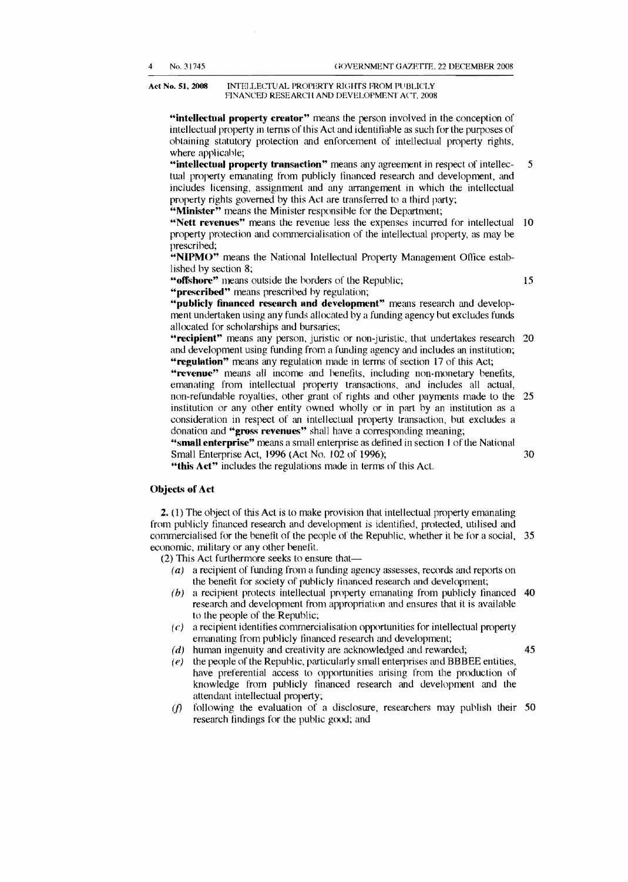**"intellectual property creator"** means the person involved in the conception of intellectual property in terms of this Act and identifiable as such for the purposes of obtaining statutory protection and enforcement of intellectual property rights, where applicable;

**"intellectual property transaction"** means any agreement in respect of intellectual property emanating from publicly financed research and development, and includes licensing, assignment and any arrangement in which the intellectual property rights governed by this Act are transferred to a third party;

**"Minister"** means the Minister responsible for the Department;

**"Nett revenues"** means the revenue less the expenses incurred for intellectual property protection and commercialisation of the intellectual property, as may be prescribed;

**"NIPMO"** means the National Intellectual Property Management Office established by section 8;

**"offshore"** means outside the borders of the Republic;

**"prescribed"** means prescribed by regulation;

**"publicly financed research and development"** means research and development undertaken using any funds allocated by a funding agency but excludes funds allocated for scholarships and bursaries;

**"recipient"** means any person, juristic or non-juristic, that undertakes research and development using funding from a funding agency and includes an institution;

**"regulation"** means any regulation made in terms of section 17 of this Act;

**"revenue"** means all income and benefits, including non-monetary benefits, emanating from intellectual property transactions, and includes all actual, non-refundable royalties, other grant of rights and other payments made to the institution or any other entity owned wholly or in part by an institution as a consideration in respect of an intellectual property transaction, but excludes a donation and **"gross revenues"** shall have a corresponding meaning;

**"small enterprise"** means a small enterprise as defined in section 1 of the National Small Enterprise Act, 1996 (Act No. 102 of 1996);

**"this Act"** includes the regulations made in terms of this Act.

### Objects of Act

**2.** (1) The object of this Act is to make provision that intellectual property emanating from publicly financed research and development is identified, protected, utilised and commercialised for the benefit of the people of the Republic, whether it be for a social, economic, military or any other benefit.

(2) This Act furthermore seeks to ensure that—

*(a)* a recipient of funding from a funding agency assesses, records and reports on the benefit for society of publicly financed research and development;

*(b)* a recipient protects intellectual property emanating from publicly financed research and development from appropriation and ensures that it is available to the people of the Republic;

*(c)* a recipient identifies commercialisation opportunities for intellectual property emanating from publicly financed research and development;

*(d)* human ingenuity and creativity are acknowledged and rewarded;

*(e)* the people of the Republic, particularly small enterprises and BBBEE entities, have preferential access to opportunities arising from the production of knowledge from publicly financed research and development and the attendant intellectual property;

*(f)* following the evaluation of a disclosure, researchers may publish their research findings for the public good; and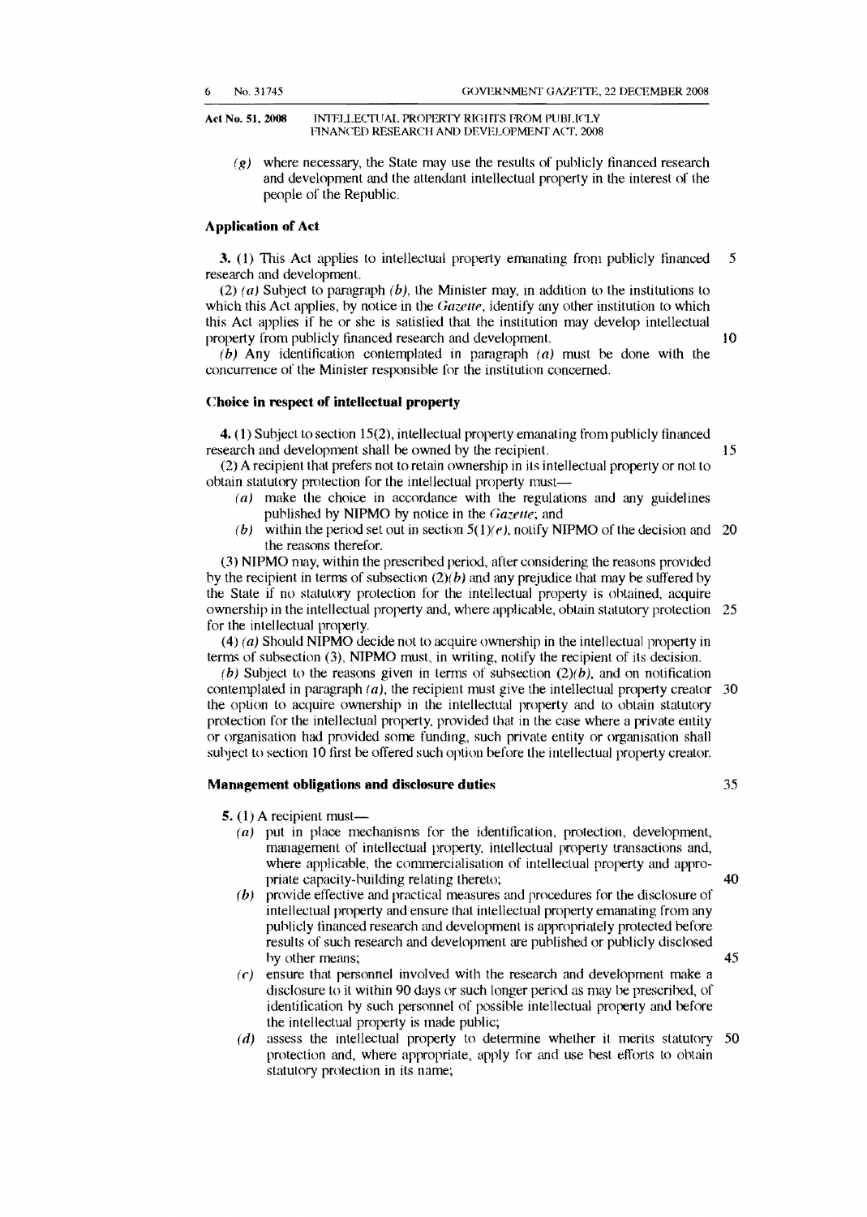(g) where necessary, the State may use the results of publicly financed research and development and the attendant intellectual property in the interest of the people of the Republic.

**Application of Act**

**3.** (1) This Act applies to intellectual property emanating from publicly financed research and development.

(2) *(a)* Subject to paragraph *(b)*, the Minister may, in addition to the institutions to which this Act applies, by notice in the *Gazette*, identify any other institution to which this Act applies if he or she is satisfied that the institution may develop intellectual property from publicly financed research and development.

*(b)* Any identification contemplated in paragraph *(a)* must be done with the concurrence of the Minister responsible for the institution concerned.

**Choice in respect of intellectual property**

**4.** (1) Subject to section 15(2), intellectual property emanating from publicly financed research and development shall be owned by the recipient.

(2) A recipient that prefers not to retain ownership in its intellectual property or not to obtain statutory protection for the intellectual property must—

*(a)* make the choice in accordance with the regulations and any guidelines published by NIPMO by notice in the *Gazette*; and

*(b)* within the period set out in section 5(1)*(e)*, notify NIPMO of the decision and the reasons therefor.

(3) NIPMO may, within the prescribed period, after considering the reasons provided by the recipient in terms of subsection (2)*(b)* and any prejudice that may be suffered by the State if no statutory protection for the intellectual property is obtained, acquire ownership in the intellectual property and, where applicable, obtain statutory protection for the intellectual property.

(4) *(a)* Should NIPMO decide not to acquire ownership in the intellectual property in terms of subsection (3), NIPMO must, in writing, notify the recipient of its decision.

*(b)* Subject to the reasons given in terms of subsection (2)*(b)*, and on notification contemplated in paragraph *(a)*, the recipient must give the intellectual property creator the option to acquire ownership in the intellectual property and to obtain statutory protection for the intellectual property, provided that in the case where a private entity or organisation had provided some funding, such private entity or organisation shall subject to section 10 first be offered such option before the intellectual property creator.

**Management obligations and disclosure duties**

**5.** (1) A recipient must—

*(a)* put in place mechanisms for the identification, protection, development, management of intellectual property, intellectual property transactions and, where applicable, the commercialisation of intellectual property and appropriate capacity-building relating thereto;

*(b)* provide effective and practical measures and procedures for the disclosure of intellectual property and ensure that intellectual property emanating from any publicly financed research and development is appropriately protected before results of such research and development are published or publicly disclosed by other means;

*(c)* ensure that personnel involved with the research and development make a disclosure to it within 90 days or such longer period as may be prescribed, of identification by such personnel of possible intellectual property and before the intellectual property is made public;

*(d)* assess the intellectual property to determine whether it merits statutory protection and, where appropriate, apply for and use best efforts to obtain statutory protection in its name;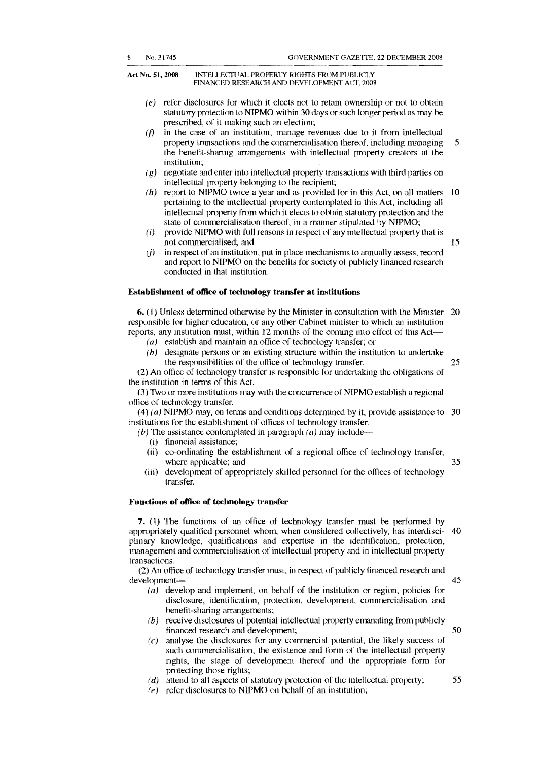(e) refer disclosures for which it elects not to retain ownership or not to obtain statutory protection to NIPMO within 30 days or such longer period as may be prescribed, of it making such an election;

(f) in the case of an institution, manage revenues due to it from intellectual property transactions and the commercialisation thereof, including managing the benefit-sharing arrangements with intellectual property creators at the institution;

(g) negotiate and enter into intellectual property transactions with third parties on intellectual property belonging to the recipient;

(h) report to NIPMO twice a year and as provided for in this Act, on all matters pertaining to the intellectual property contemplated in this Act, including all intellectual property from which it elects to obtain statutory protection and the state of commercialisation thereof, in a manner stipulated by NIPMO;

(i) provide NIPMO with full reasons in respect of any intellectual property that is not commercialised; and

(j) in respect of an institution, put in place mechanisms to annually assess, record and report to NIPMO on the benefits for society of publicly financed research conducted in that institution.

**Establishment of office of technology transfer at institutions**

**6.** (1) Unless determined otherwise by the Minister in consultation with the Minister responsible for higher education, or any other Cabinet minister to which an institution reports, any institution must, within 12 months of the coming into effect of this Act—

(a) establish and maintain an office of technology transfer; or

(b) designate persons or an existing structure within the institution to undertake the responsibilities of the office of technology transfer.

(2) An office of technology transfer is responsible for undertaking the obligations of the institution in terms of this Act.

(3) Two or more institutions may with the concurrence of NIPMO establish a regional office of technology transfer.

(4) (a) NIPMO may, on terms and conditions determined by it, provide assistance to institutions for the establishment of offices of technology transfer.

(b) The assistance contemplated in paragraph (a) may include—

(i) financial assistance;

(ii) co-ordinating the establishment of a regional office of technology transfer, where applicable; and

(iii) development of appropriately skilled personnel for the offices of technology transfer.

**Functions of office of technology transfer**

**7.** (1) The functions of an office of technology transfer must be performed by appropriately qualified personnel whom, when considered collectively, has interdisciplinary knowledge, qualifications and expertise in the identification, protection, management and commercialisation of intellectual property and in intellectual property transactions.

(2) An office of technology transfer must, in respect of publicly financed research and development—

(a) develop and implement, on behalf of the institution or region, policies for disclosure, identification, protection, development, commercialisation and benefit-sharing arrangements;

(b) receive disclosures of potential intellectual property emanating from publicly financed research and development;

(c) analyse the disclosures for any commercial potential, the likely success of such commercialisation, the existence and form of the intellectual property rights, the stage of development thereof and the appropriate form for protecting those rights;

(d) attend to all aspects of statutory protection of the intellectual property;

(e) refer disclosures to NIPMO on behalf of an institution;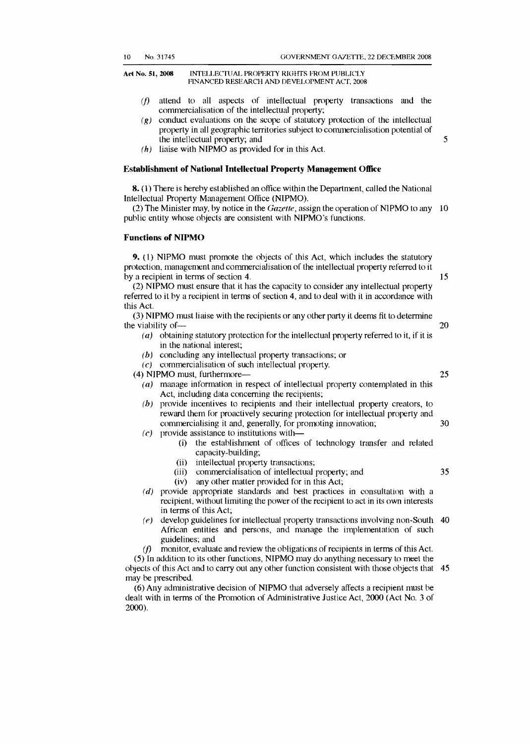(*f*) attend to all aspects of intellectual property transactions and the commercialisation of the intellectual property;

(*g*) conduct evaluations on the scope of statutory protection of the intellectual property in all geographic territories subject to commercialisation potential of the intellectual property; and

(*h*) liaise with NIPMO as provided for in this Act.

**Establishment of National Intellectual Property Management Office**

**8.** (1) There is hereby established an office within the Department, called the National Intellectual Property Management Office (NIPMO).

(2) The Minister may, by notice in the *Gazette*, assign the operation of NIPMO to any public entity whose objects are consistent with NIPMO's functions.

**Functions of NIPMO**

**9.** (1) NIPMO must promote the objects of this Act, which includes the statutory protection, management and commercialisation of the intellectual property referred to it by a recipient in terms of section 4.

(2) NIPMO must ensure that it has the capacity to consider any intellectual property referred to it by a recipient in terms of section 4, and to deal with it in accordance with this Act.

(3) NIPMO must liaise with the recipients or any other party it deems fit to determine the viability of—

(*a*) obtaining statutory protection for the intellectual property referred to it, if it is in the national interest;

(*b*) concluding any intellectual property transactions; or

(*c*) commercialisation of such intellectual property.

(4) NIPMO must, furthermore—

(*a*) manage information in respect of intellectual property contemplated in this Act, including data concerning the recipients;

(*b*) provide incentives to recipients and their intellectual property creators, to reward them for proactively securing protection for intellectual property and commercialising it and, generally, for promoting innovation;

(*c*) provide assistance to institutions with—

(i) the establishment of offices of technology transfer and related capacity-building;

(ii) intellectual property transactions;

(iii) commercialisation of intellectual property; and

(iv) any other matter provided for in this Act;

(*d*) provide appropriate standards and best practices in consultation with a recipient, without limiting the power of the recipient to act in its own interests in terms of this Act;

(*e*) develop guidelines for intellectual property transactions involving non-South African entities and persons, and manage the implementation of such guidelines; and

(*f*) monitor, evaluate and review the obligations of recipients in terms of this Act.

(5) In addition to its other functions, NIPMO may do anything necessary to meet the objects of this Act and to carry out any other function consistent with those objects that may be prescribed.

(6) Any administrative decision of NIPMO that adversely affects a recipient must be dealt with in terms of the Promotion of Administrative Justice Act, 2000 (Act No. 3 of 2000).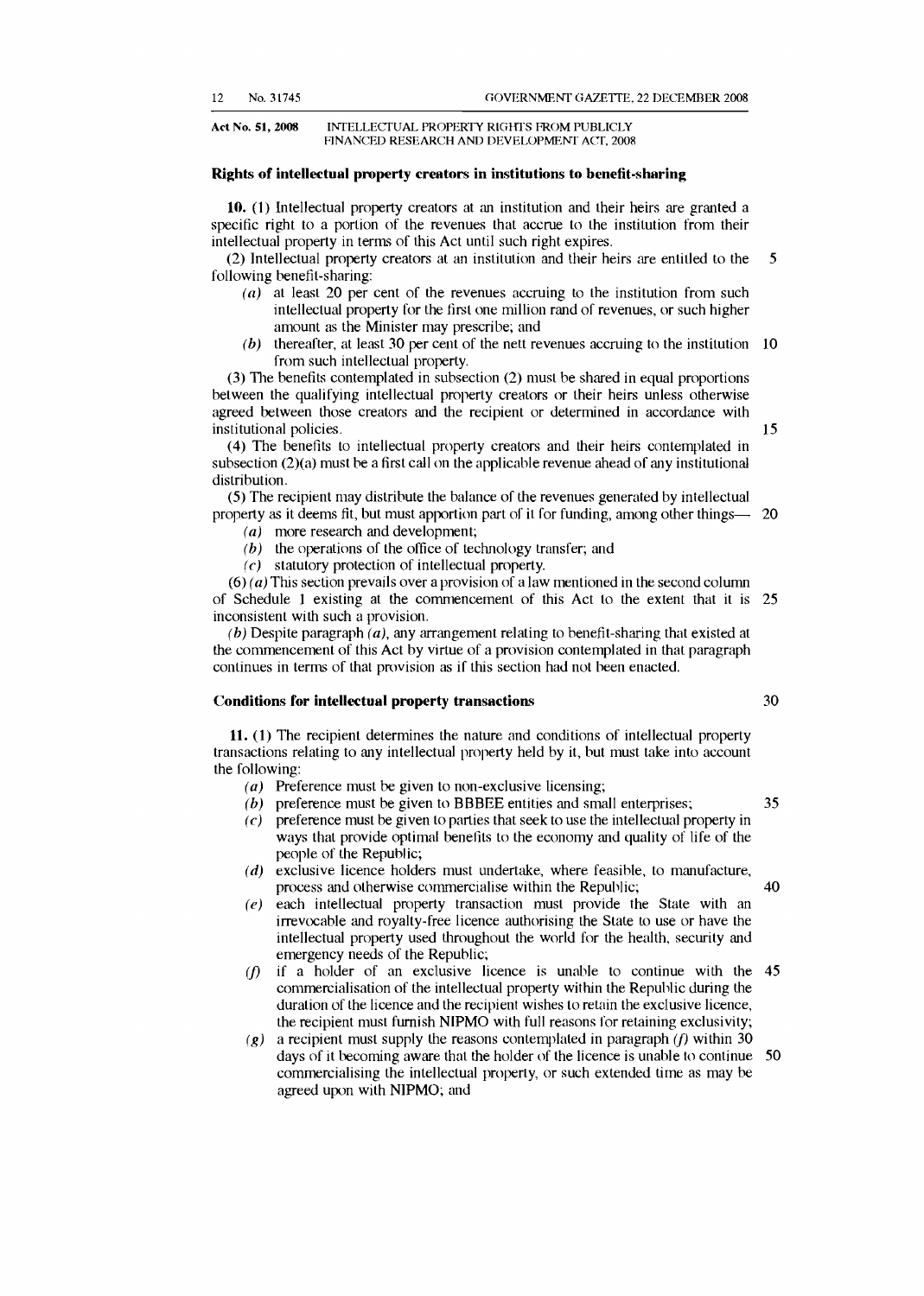### Rights of intellectual property creators in institutions to benefit-sharing

**10.** (1) Intellectual property creators at an institution and their heirs are granted a specific right to a portion of the revenues that accrue to the institution from their intellectual property in terms of this Act until such right expires.

(2) Intellectual property creators at an institution and their heirs are entitled to the following benefit-sharing:

*(a)* at least 20 per cent of the revenues accruing to the institution from such intellectual property for the first one million rand of revenues, or such higher amount as the Minister may prescribe; and

*(b)* thereafter, at least 30 per cent of the nett revenues accruing to the institution from such intellectual property.

(3) The benefits contemplated in subsection (2) must be shared in equal proportions between the qualifying intellectual property creators or their heirs unless otherwise agreed between those creators and the recipient or determined in accordance with institutional policies.

(4) The benefits to intellectual property creators and their heirs contemplated in subsection (2)(a) must be a first call on the applicable revenue ahead of any institutional distribution.

(5) The recipient may distribute the balance of the revenues generated by intellectual property as it deems fit, but must apportion part of it for funding, among other things—

*(a)* more research and development;

*(b)* the operations of the office of technology transfer; and

*(c)* statutory protection of intellectual property.

(6) *(a)* This section prevails over a provision of a law mentioned in the second column of Schedule 1 existing at the commencement of this Act to the extent that it is inconsistent with such a provision.

*(b)* Despite paragraph *(a)*, any arrangement relating to benefit-sharing that existed at the commencement of this Act by virtue of a provision contemplated in that paragraph continues in terms of that provision as if this section had not been enacted.

### Conditions for intellectual property transactions

**11.** (1) The recipient determines the nature and conditions of intellectual property transactions relating to any intellectual property held by it, but must take into account the following:

*(a)* Preference must be given to non-exclusive licensing;

*(b)* preference must be given to BBBEE entities and small enterprises;

*(c)* preference must be given to parties that seek to use the intellectual property in ways that provide optimal benefits to the economy and quality of life of the people of the Republic;

*(d)* exclusive licence holders must undertake, where feasible, to manufacture, process and otherwise commercialise within the Republic;

*(e)* each intellectual property transaction must provide the State with an irrevocable and royalty-free licence authorising the State to use or have the intellectual property used throughout the world for the health, security and emergency needs of the Republic;

*(f)* if a holder of an exclusive licence is unable to continue with the commercialisation of the intellectual property within the Republic during the duration of the licence and the recipient wishes to retain the exclusive licence, the recipient must furnish NIPMO with full reasons for retaining exclusivity;

*(g)* a recipient must supply the reasons contemplated in paragraph *(f)* within 30 days of it becoming aware that the holder of the licence is unable to continue commercialising the intellectual property, or such extended time as may be agreed upon with NIPMO; and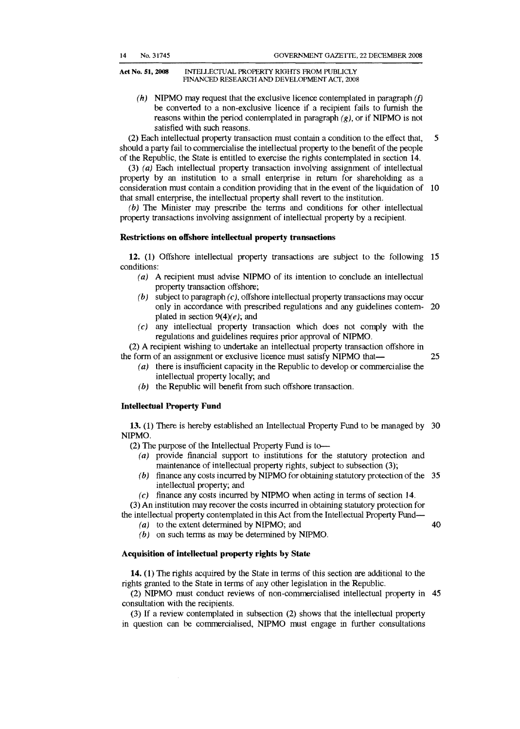*(h)* NIPMO may request that the exclusive licence contemplated in paragraph *(f)* be converted to a non-exclusive licence if a recipient fails to furnish the reasons within the period contemplated in paragraph *(g)*, or if NIPMO is not satisfied with such reasons.

(2) Each intellectual property transaction must contain a condition to the effect that, should a party fail to commercialise the intellectual property to the benefit of the people of the Republic, the State is entitled to exercise the rights contemplated in section 14.

(3) *(a)* Each intellectual property transaction involving assignment of intellectual property by an institution to a small enterprise in return for shareholding as a consideration must contain a condition providing that in the event of the liquidation of that small enterprise, the intellectual property shall revert to the institution.

*(b)* The Minister may prescribe the terms and conditions for other intellectual property transactions involving assignment of intellectual property by a recipient.

**Restrictions on offshore intellectual property transactions**

**12.** (1) Offshore intellectual property transactions are subject to the following conditions:

*(a)* A recipient must advise NIPMO of its intention to conclude an intellectual property transaction offshore;

*(b)* subject to paragraph *(c)*, offshore intellectual property transactions may occur only in accordance with prescribed regulations and any guidelines contemplated in section 9(4)*(e)*; and

*(c)* any intellectual property transaction which does not comply with the regulations and guidelines requires prior approval of NIPMO.

(2) A recipient wishing to undertake an intellectual property transaction offshore in the form of an assignment or exclusive licence must satisfy NIPMO that—

*(a)* there is insufficient capacity in the Republic to develop or commercialise the intellectual property locally; and

*(b)* the Republic will benefit from such offshore transaction.

**Intellectual Property Fund**

**13.** (1) There is hereby established an Intellectual Property Fund to be managed by NIPMO.

(2) The purpose of the Intellectual Property Fund is to—

*(a)* provide financial support to institutions for the statutory protection and maintenance of intellectual property rights, subject to subsection (3);

*(b)* finance any costs incurred by NIPMO for obtaining statutory protection of the intellectual property; and

*(c)* finance any costs incurred by NIPMO when acting in terms of section 14.

(3) An institution may recover the costs incurred in obtaining statutory protection for the intellectual property contemplated in this Act from the Intellectual Property Fund—

*(a)* to the extent determined by NIPMO; and

*(b)* on such terms as may be determined by NIPMO.

**Acquisition of intellectual property rights by State**

**14.** (1) The rights acquired by the State in terms of this section are additional to the rights granted to the State in terms of any other legislation in the Republic.

(2) NIPMO must conduct reviews of non-commercialised intellectual property in consultation with the recipients.

(3) If a review contemplated in subsection (2) shows that the intellectual property in question can be commercialised, NIPMO must engage in further consultations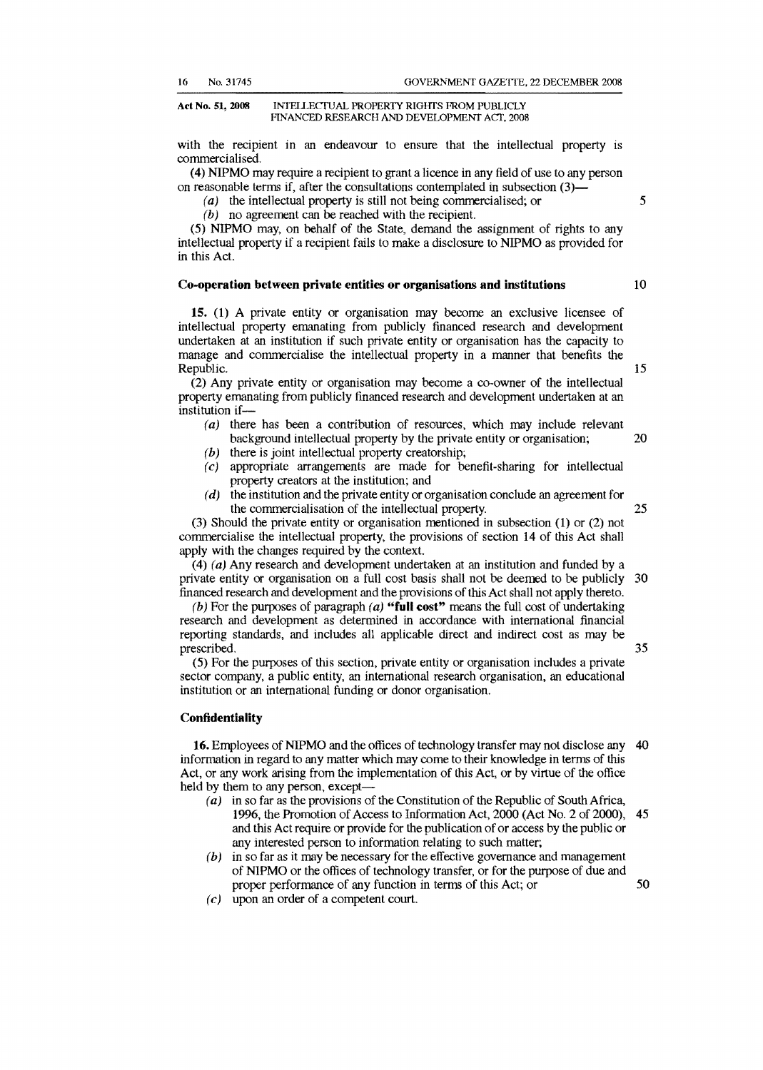with the recipient in an endeavour to ensure that the intellectual property is commercialised.

(4) NIPMO may require a recipient to grant a licence in any field of use to any person on reasonable terms if, after the consultations contemplated in subsection (3)—

*(a)* the intellectual property is still not being commercialised; or

*(b)* no agreement can be reached with the recipient.

(5) NIPMO may, on behalf of the State, demand the assignment of rights to any intellectual property if a recipient fails to make a disclosure to NIPMO as provided for in this Act.

### Co-operation between private entities or organisations and institutions

**15.** (1) A private entity or organisation may become an exclusive licensee of intellectual property emanating from publicly financed research and development undertaken at an institution if such private entity or organisation has the capacity to manage and commercialise the intellectual property in a manner that benefits the Republic.

(2) Any private entity or organisation may become a co-owner of the intellectual property emanating from publicly financed research and development undertaken at an institution if—

*(a)* there has been a contribution of resources, which may include relevant background intellectual property by the private entity or organisation;

*(b)* there is joint intellectual property creatorship;

*(c)* appropriate arrangements are made for benefit-sharing for intellectual property creators at the institution; and

*(d)* the institution and the private entity or organisation conclude an agreement for the commercialisation of the intellectual property.

(3) Should the private entity or organisation mentioned in subsection (1) or (2) not commercialise the intellectual property, the provisions of section 14 of this Act shall apply with the changes required by the context.

(4) *(a)* Any research and development undertaken at an institution and funded by a private entity or organisation on a full cost basis shall not be deemed to be publicly financed research and development and the provisions of this Act shall not apply thereto.

*(b)* For the purposes of paragraph *(a)* **"full cost"** means the full cost of undertaking research and development as determined in accordance with international financial reporting standards, and includes all applicable direct and indirect cost as may be prescribed.

(5) For the purposes of this section, private entity or organisation includes a private sector company, a public entity, an international research organisation, an educational institution or an international funding or donor organisation.

### Confidentiality

**16.** Employees of NIPMO and the offices of technology transfer may not disclose any information in regard to any matter which may come to their knowledge in terms of this Act, or any work arising from the implementation of this Act, or by virtue of the office held by them to any person, except—

*(a)* in so far as the provisions of the Constitution of the Republic of South Africa, 1996, the Promotion of Access to Information Act, 2000 (Act No. 2 of 2000), and this Act require or provide for the publication of or access by the public or any interested person to information relating to such matter;

*(b)* in so far as it may be necessary for the effective governance and management of NIPMO or the offices of technology transfer, or for the purpose of due and proper performance of any function in terms of this Act; or

*(c)* upon an order of a competent court.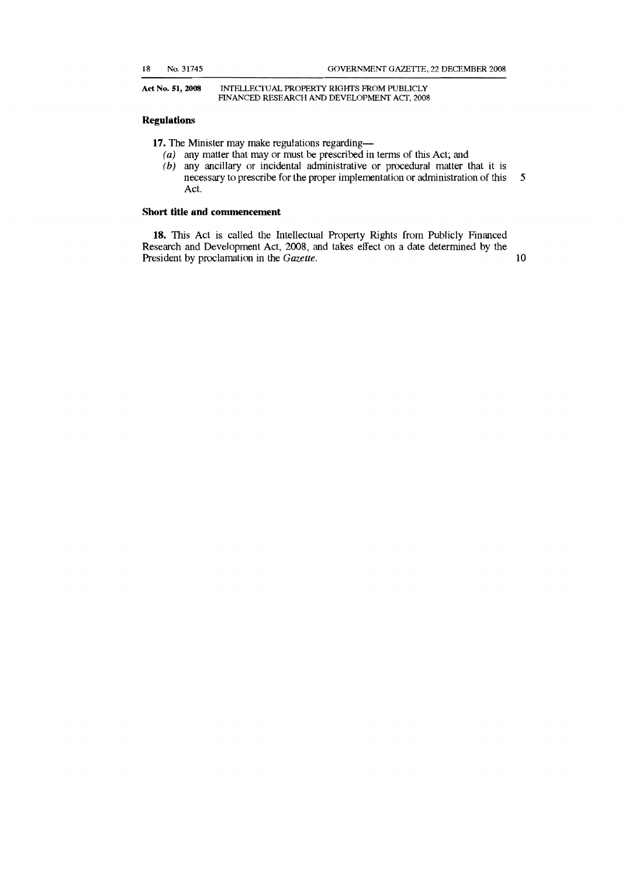### Regulations

**17.** The Minister may make regulations regarding—

*(a)* any matter that may or must be prescribed in terms of this Act; and

*(b)* any ancillary or incidental administrative or procedural matter that it is necessary to prescribe for the proper implementation or administration of this Act.

### Short title and commencement

**18.** This Act is called the Intellectual Property Rights from Publicly Financed Research and Development Act, 2008, and takes effect on a date determined by the President by proclamation in the *Gazette*.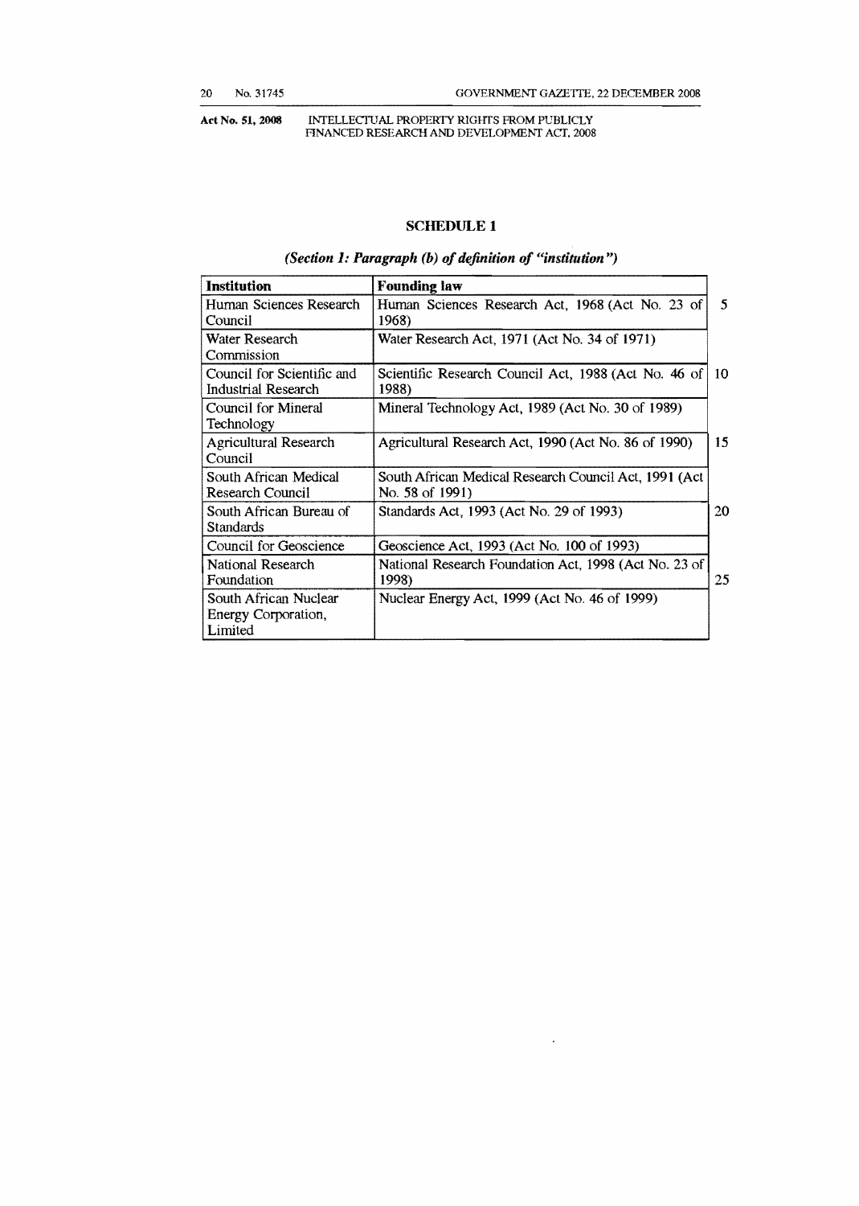## SCHEDULE 1

*(Section 1: Paragraph (b) of definition of "institution")*

| Institution | Founding law |
|---|---|
| Human Sciences Research Council | Human Sciences Research Act, 1968 (Act No. 23 of 1968) |
| Water Research Commission | Water Research Act, 1971 (Act No. 34 of 1971) |
| Council for Scientific and Industrial Research | Scientific Research Council Act, 1988 (Act No. 46 of 1988) |
| Council for Mineral Technology | Mineral Technology Act, 1989 (Act No. 30 of 1989) |
| Agricultural Research Council | Agricultural Research Act, 1990 (Act No. 86 of 1990) |
| South African Medical Research Council | South African Medical Research Council Act, 1991 (Act No. 58 of 1991) |
| South African Bureau of Standards | Standards Act, 1993 (Act No. 29 of 1993) |
| Council for Geoscience | Geoscience Act, 1993 (Act No. 100 of 1993) |
| National Research Foundation | National Research Foundation Act, 1998 (Act No. 23 of 1998) |
| South African Nuclear Energy Corporation, Limited | Nuclear Energy Act, 1999 (Act No. 46 of 1999) |